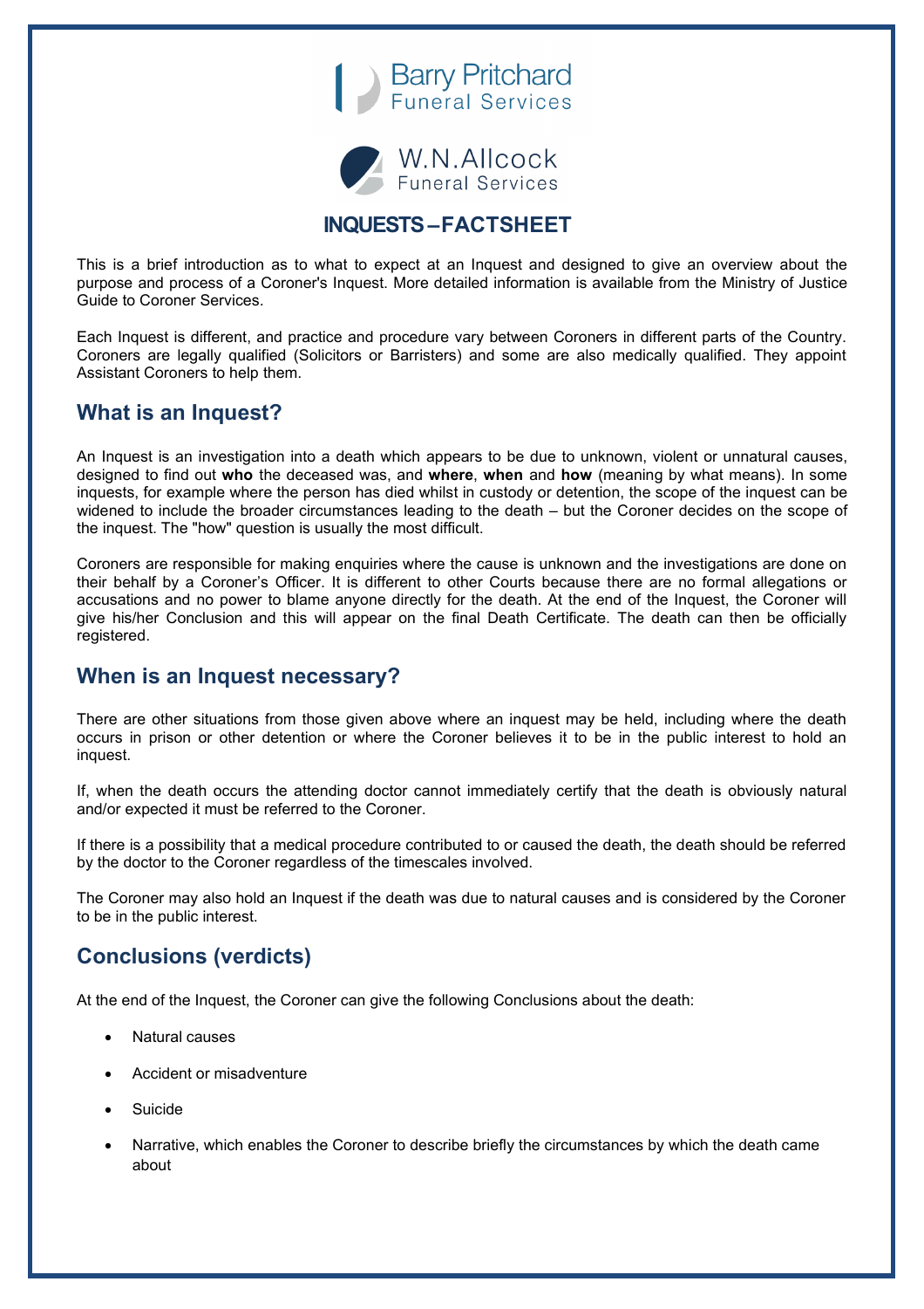Barry Pritchard Funeral Services

W.N.Allcock Funeral Services

# INQUESTS – FACTSHEET

This is a brief introduction as to what to expect at an Inquest and designed to give an overview about the purpose and process of a Coroner's Inquest. More detailed information is available from the Ministry of Justice Guide to Coroner Services.

Each Inquest is different, and practice and procedure vary between Coroners in different parts of the Country. Coroners are legally qualified (Solicitors or Barristers) and some are also medically qualified. They appoint Assistant Coroners to help them.

## What is an Inquest?

An Inquest is an investigation into a death which appears to be due to unknown, violent or unnatural causes, designed to find out **who** the deceased was, and **where**, **when** and **how** (meaning by what means). In some inquests, for example where the person has died whilst in custody or detention, the scope of the inquest can be widened to include the broader circumstances leading to the death – but the Coroner decides on the scope of the inquest. The "how" question is usually the most difficult.

Coroners are responsible for making enquiries where the cause is unknown and the investigations are done on their behalf by a Coroner's Officer. It is different to other Courts because there are no formal allegations or accusations and no power to blame anyone directly for the death. At the end of the Inquest, the Coroner will give his/her Conclusion and this will appear on the final Death Certificate. The death can then be officially registered.

## When is an Inquest necessary?

There are other situations from those given above where an inquest may be held, including where the death occurs in prison or other detention or where the Coroner believes it to be in the public interest to hold an inquest.

If, when the death occurs the attending doctor cannot immediately certify that the death is obviously natural and/or expected it must be referred to the Coroner.

If there is a possibility that a medical procedure contributed to or caused the death, the death should be referred by the doctor to the Coroner regardless of the timescales involved.

The Coroner may also hold an Inquest if the death was due to natural causes and is considered by the Coroner to be in the public interest.

## Conclusions (verdicts)

At the end of the Inquest, the Coroner can give the following Conclusions about the death:

- Natural causes
- Accident or misadventure
- Suicide
- Narrative, which enables the Coroner to describe briefly the circumstances by which the death came about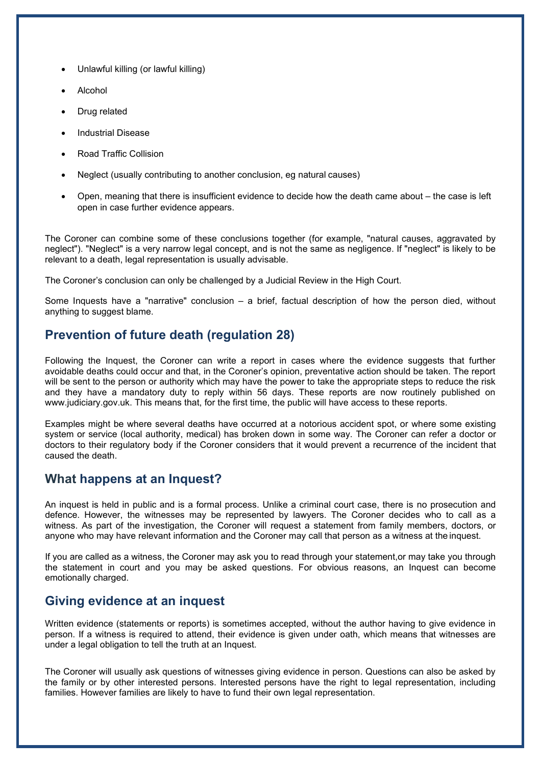- Unlawful killing (or lawful killing)
- Alcohol
- Drug related
- Industrial Disease
- Road Traffic Collision
- Neglect (usually contributing to another conclusion, eg natural causes)
- Open, meaning that there is insufficient evidence to decide how the death came about – the case is left open in case further evidence appears.

The Coroner can combine some of these conclusions together (for example, "natural causes, aggravated by neglect"). "Neglect" is a very narrow legal concept, and is not the same as negligence. If "neglect" is likely to be relevant to a death, legal representation is usually advisable.

The Coroner's conclusion can only be challenged by a Judicial Review in the High Court.

Some Inquests have a "narrative" conclusion – a brief, factual description of how the person died, without anything to suggest blame.

## Prevention of future death (regulation 28)

Following the Inquest, the Coroner can write a report in cases where the evidence suggests that further avoidable deaths could occur and that, in the Coroner's opinion, preventative action should be taken. The report will be sent to the person or authority which may have the power to take the appropriate steps to reduce the risk and they have a mandatory duty to reply within 56 days. These reports are now routinely published on www.judiciary.gov.uk. This means that, for the first time, the public will have access to these reports.

Examples might be where several deaths have occurred at a notorious accident spot, or where some existing system or service (local authority, medical) has broken down in some way. The Coroner can refer a doctor or doctors to their regulatory body if the Coroner considers that it would prevent a recurrence of the incident that caused the death.

## What happens at an Inquest?

An inquest is held in public and is a formal process. Unlike a criminal court case, there is no prosecution and defence. However, the witnesses may be represented by lawyers. The Coroner decides who to call as a witness. As part of the investigation, the Coroner will request a statement from family members, doctors, or anyone who may have relevant information and the Coroner may call that person as a witness at the inquest.

If you are called as a witness, the Coroner may ask you to read through your statement,or may take you through the statement in court and you may be asked questions. For obvious reasons, an Inquest can become emotionally charged.

## Giving evidence at an inquest

Written evidence (statements or reports) is sometimes accepted, without the author having to give evidence in person. If a witness is required to attend, their evidence is given under oath, which means that witnesses are under a legal obligation to tell the truth at an Inquest.

The Coroner will usually ask questions of witnesses giving evidence in person. Questions can also be asked by the family or by other interested persons. Interested persons have the right to legal representation, including families. However families are likely to have to fund their own legal representation.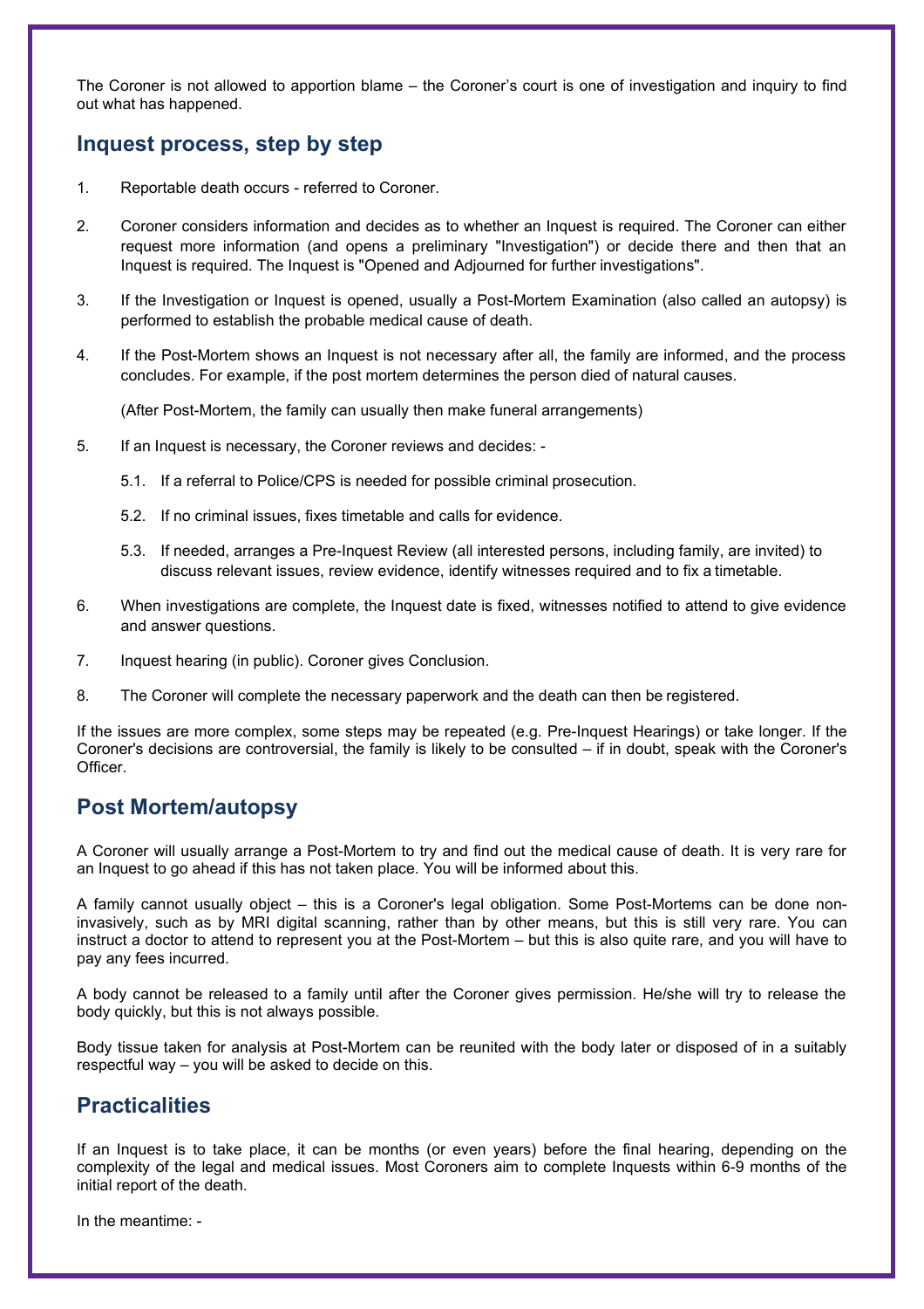The Coroner is not allowed to apportion blame – the Coroner's court is one of investigation and inquiry to find out what has happened.

## Inquest process, step by step

1. Reportable death occurs - referred to Coroner.

2. Coroner considers information and decides as to whether an Inquest is required. The Coroner can either request more information (and opens a preliminary "Investigation") or decide there and then that an Inquest is required. The Inquest is "Opened and Adjourned for further investigations".

3. If the Investigation or Inquest is opened, usually a Post-Mortem Examination (also called an autopsy) is performed to establish the probable medical cause of death.

4. If the Post-Mortem shows an Inquest is not necessary after all, the family are informed, and the process concludes. For example, if the post mortem determines the person died of natural causes.

   (After Post-Mortem, the family can usually then make funeral arrangements)

5. If an Inquest is necessary, the Coroner reviews and decides: -

   5.1. If a referral to Police/CPS is needed for possible criminal prosecution.

   5.2. If no criminal issues, fixes timetable and calls for evidence.

   5.3. If needed, arranges a Pre-Inquest Review (all interested persons, including family, are invited) to discuss relevant issues, review evidence, identify witnesses required and to fix a timetable.

6. When investigations are complete, the Inquest date is fixed, witnesses notified to attend to give evidence and answer questions.

7. Inquest hearing (in public). Coroner gives Conclusion.

8. The Coroner will complete the necessary paperwork and the death can then be registered.

If the issues are more complex, some steps may be repeated (e.g. Pre-Inquest Hearings) or take longer. If the Coroner's decisions are controversial, the family is likely to be consulted – if in doubt, speak with the Coroner's Officer.

## Post Mortem/autopsy

A Coroner will usually arrange a Post-Mortem to try and find out the medical cause of death. It is very rare for an Inquest to go ahead if this has not taken place. You will be informed about this.

A family cannot usually object – this is a Coroner's legal obligation. Some Post-Mortems can be done non-invasively, such as by MRI digital scanning, rather than by other means, but this is still very rare. You can instruct a doctor to attend to represent you at the Post-Mortem – but this is also quite rare, and you will have to pay any fees incurred.

A body cannot be released to a family until after the Coroner gives permission. He/she will try to release the body quickly, but this is not always possible.

Body tissue taken for analysis at Post-Mortem can be reunited with the body later or disposed of in a suitably respectful way – you will be asked to decide on this.

## Practicalities

If an Inquest is to take place, it can be months (or even years) before the final hearing, depending on the complexity of the legal and medical issues. Most Coroners aim to complete Inquests within 6-9 months of the initial report of the death.

In the meantime: -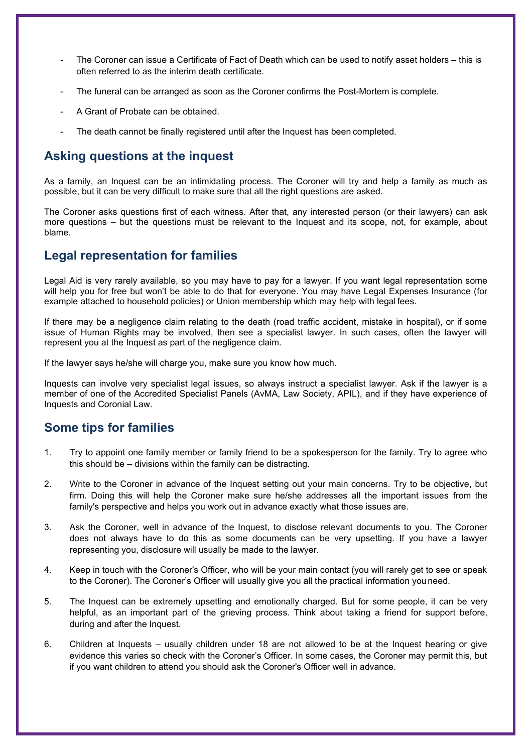- The Coroner can issue a Certificate of Fact of Death which can be used to notify asset holders – this is often referred to as the interim death certificate.
- The funeral can be arranged as soon as the Coroner confirms the Post-Mortem is complete.
- A Grant of Probate can be obtained.
- The death cannot be finally registered until after the Inquest has been completed.

## Asking questions at the inquest

As a family, an Inquest can be an intimidating process. The Coroner will try and help a family as much as possible, but it can be very difficult to make sure that all the right questions are asked.

The Coroner asks questions first of each witness. After that, any interested person (or their lawyers) can ask more questions – but the questions must be relevant to the Inquest and its scope, not, for example, about blame.

## Legal representation for families

Legal Aid is very rarely available, so you may have to pay for a lawyer. If you want legal representation some will help you for free but won't be able to do that for everyone. You may have Legal Expenses Insurance (for example attached to household policies) or Union membership which may help with legal fees.

If there may be a negligence claim relating to the death (road traffic accident, mistake in hospital), or if some issue of Human Rights may be involved, then see a specialist lawyer. In such cases, often the lawyer will represent you at the Inquest as part of the negligence claim.

If the lawyer says he/she will charge you, make sure you know how much.

Inquests can involve very specialist legal issues, so always instruct a specialist lawyer. Ask if the lawyer is a member of one of the Accredited Specialist Panels (AvMA, Law Society, APIL), and if they have experience of Inquests and Coronial Law.

## Some tips for families

1. Try to appoint one family member or family friend to be a spokesperson for the family. Try to agree who this should be – divisions within the family can be distracting.

2. Write to the Coroner in advance of the Inquest setting out your main concerns. Try to be objective, but firm. Doing this will help the Coroner make sure he/she addresses all the important issues from the family's perspective and helps you work out in advance exactly what those issues are.

3. Ask the Coroner, well in advance of the Inquest, to disclose relevant documents to you. The Coroner does not always have to do this as some documents can be very upsetting. If you have a lawyer representing you, disclosure will usually be made to the lawyer.

4. Keep in touch with the Coroner's Officer, who will be your main contact (you will rarely get to see or speak to the Coroner). The Coroner's Officer will usually give you all the practical information you need.

5. The Inquest can be extremely upsetting and emotionally charged. But for some people, it can be very helpful, as an important part of the grieving process. Think about taking a friend for support before, during and after the Inquest.

6. Children at Inquests – usually children under 18 are not allowed to be at the Inquest hearing or give evidence this varies so check with the Coroner's Officer. In some cases, the Coroner may permit this, but if you want children to attend you should ask the Coroner's Officer well in advance.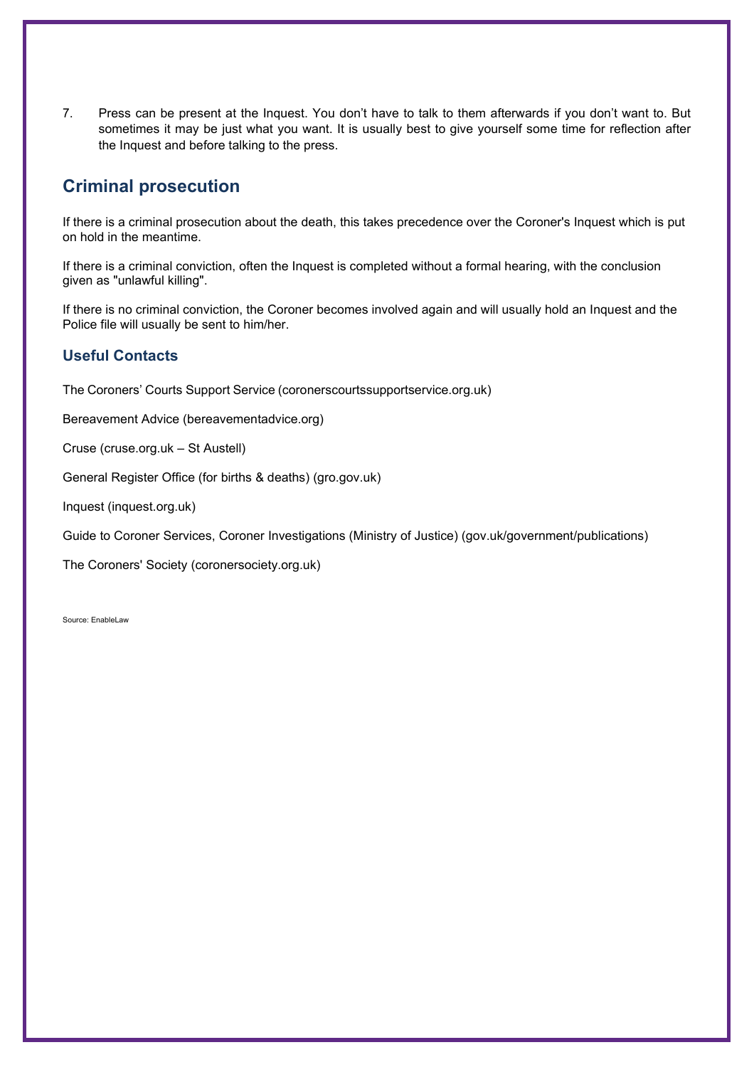7. Press can be present at the Inquest. You don't have to talk to them afterwards if you don't want to. But sometimes it may be just what you want. It is usually best to give yourself some time for reflection after the Inquest and before talking to the press.

## Criminal prosecution

If there is a criminal prosecution about the death, this takes precedence over the Coroner's Inquest which is put on hold in the meantime.

If there is a criminal conviction, often the Inquest is completed without a formal hearing, with the conclusion given as "unlawful killing".

If there is no criminal conviction, the Coroner becomes involved again and will usually hold an Inquest and the Police file will usually be sent to him/her.

### Useful Contacts

The Coroners' Courts Support Service (coronerscourtssupportservice.org.uk)

Bereavement Advice (bereavementadvice.org)

Cruse (cruse.org.uk – St Austell)

General Register Office (for births & deaths) (gro.gov.uk)

Inquest (inquest.org.uk)

Guide to Coroner Services, Coroner Investigations (Ministry of Justice) (gov.uk/government/publications)

The Coroners' Society (coronersociety.org.uk)

Source: EnableLaw